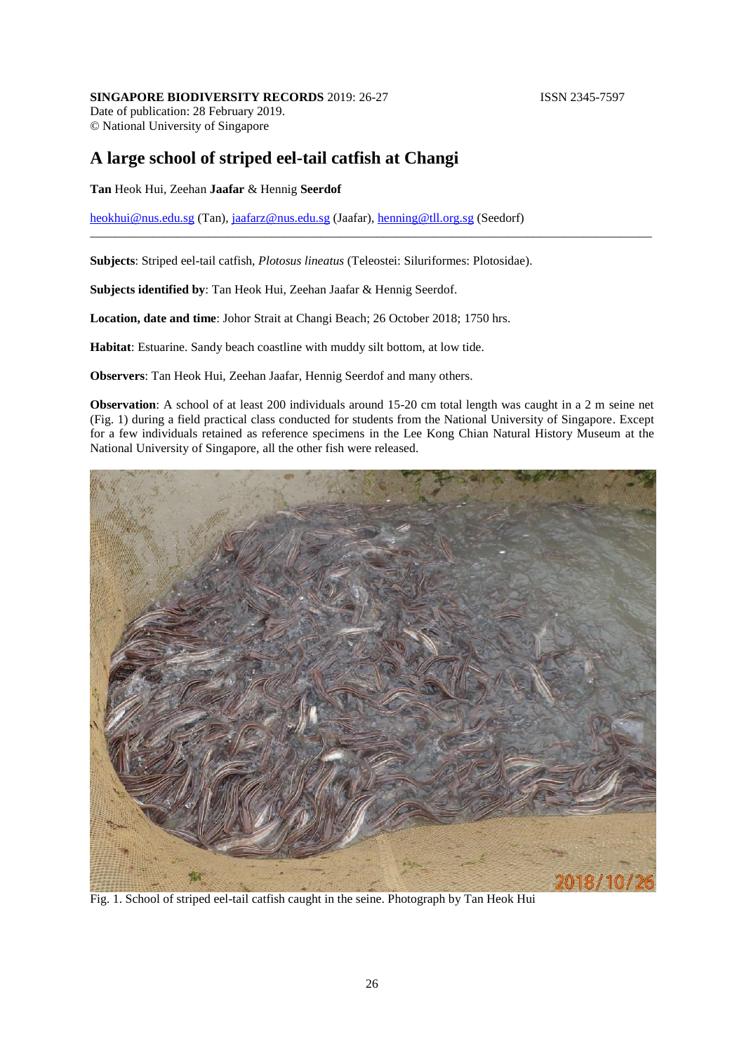**SINGAPORE BIODIVERSITY RECORDS** 2019: 26-27 ISSN 2345-7597

Date of publication: 28 February 2019.

© National University of Singapore

# A large school of striped eel-tail catfish at Changi

**Tan** Heok Hui, Zeehan **Jaafar** & Hennig **Seerdof**

heokhui@nus.edu.sg (Tan), jaafarz@nus.edu.sg (Jaafar), henning@tll.org.sg (Seedorf)

---

**Subjects**: Striped eel-tail catfish, *Plotosus lineatus* (Teleostei: Siluriformes: Plotosidae).

**Subjects identified by**: Tan Heok Hui, Zeehan Jaafar & Hennig Seerdof.

**Location, date and time**: Johor Strait at Changi Beach; 26 October 2018; 1750 hrs.

**Habitat**: Estuarine. Sandy beach coastline with muddy silt bottom, at low tide.

**Observers**: Tan Heok Hui, Zeehan Jaafar, Hennig Seerdof and many others.

**Observation**: A school of at least 200 individuals around 15-20 cm total length was caught in a 2 m seine net (Fig. 1) during a field practical class conducted for students from the National University of Singapore. Except for a few individuals retained as reference specimens in the Lee Kong Chian Natural History Museum at the National University of Singapore, all the other fish were released.

Fig. 1. School of striped eel-tail catfish caught in the seine. Photograph by Tan Heok Hui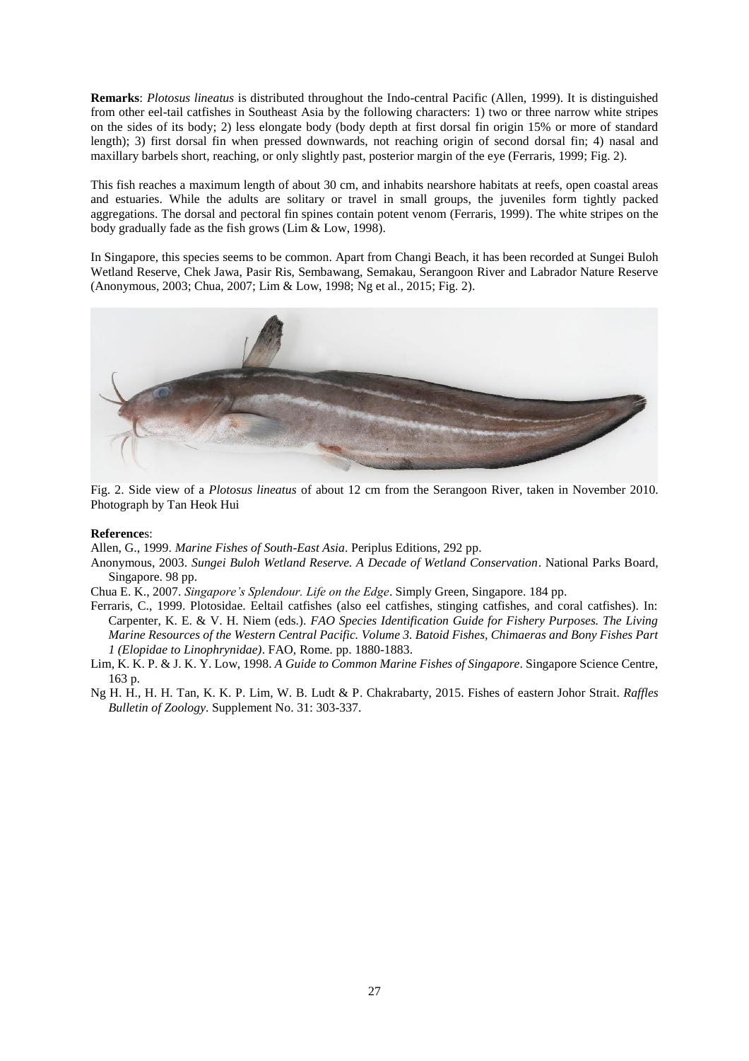**Remarks**: *Plotosus lineatus* is distributed throughout the Indo-central Pacific (Allen, 1999). It is distinguished from other eel-tail catfishes in Southeast Asia by the following characters: 1) two or three narrow white stripes on the sides of its body; 2) less elongate body (body depth at first dorsal fin origin 15% or more of standard length); 3) first dorsal fin when pressed downwards, not reaching origin of second dorsal fin; 4) nasal and maxillary barbels short, reaching, or only slightly past, posterior margin of the eye (Ferraris, 1999; Fig. 2).

This fish reaches a maximum length of about 30 cm, and inhabits nearshore habitats at reefs, open coastal areas and estuaries. While the adults are solitary or travel in small groups, the juveniles form tightly packed aggregations. The dorsal and pectoral fin spines contain potent venom (Ferraris, 1999). The white stripes on the body gradually fade as the fish grows (Lim & Low, 1998).

In Singapore, this species seems to be common. Apart from Changi Beach, it has been recorded at Sungei Buloh Wetland Reserve, Chek Jawa, Pasir Ris, Sembawang, Semakau, Serangoon River and Labrador Nature Reserve (Anonymous, 2003; Chua, 2007; Lim & Low, 1998; Ng et al., 2015; Fig. 2).

Fig. 2. Side view of a *Plotosus lineatus* of about 12 cm from the Serangoon River, taken in November 2010. Photograph by Tan Heok Hui

**References**:

Allen, G., 1999. *Marine Fishes of South-East Asia*. Periplus Editions, 292 pp.

Anonymous, 2003. *Sungei Buloh Wetland Reserve. A Decade of Wetland Conservation*. National Parks Board, Singapore. 98 pp.

Chua E. K., 2007. *Singapore's Splendour. Life on the Edge*. Simply Green, Singapore. 184 pp.

Ferraris, C., 1999. Plotosidae. Eeltail catfishes (also eel catfishes, stinging catfishes, and coral catfishes). In: Carpenter, K. E. & V. H. Niem (eds.). *FAO Species Identification Guide for Fishery Purposes. The Living Marine Resources of the Western Central Pacific. Volume 3. Batoid Fishes, Chimaeras and Bony Fishes Part 1 (Elopidae to Linophrynidae)*. FAO, Rome. pp. 1880-1883.

Lim, K. K. P. & J. K. Y. Low, 1998. *A Guide to Common Marine Fishes of Singapore*. Singapore Science Centre, 163 p.

Ng H. H., H. H. Tan, K. K. P. Lim, W. B. Ludt & P. Chakrabarty, 2015. Fishes of eastern Johor Strait. *Raffles Bulletin of Zoology*. Supplement No. 31: 303-337.